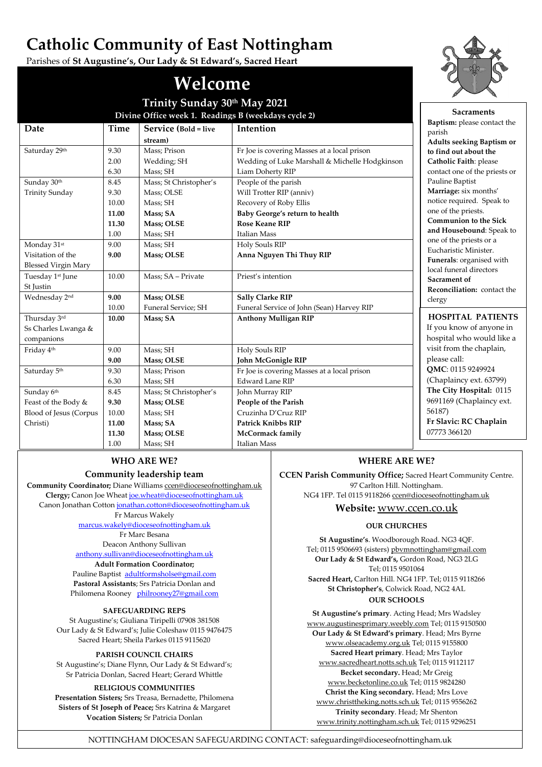# Catholic Community of East Nottingham

Parishes of **St Augustine's, Our Lady & St Edward's, Sacred Heart**

# Welcome

## Trinity Sunday 30th May 2021

**Divine Office week 1. Readings B (weekdays cycle 2)**

| Date | Time | Service (Bold = live stream) | Intention |
|---|---|---|---|
| Saturday 29th | 9.30 | Mass; Prison | Fr Joe is covering Masses at a local prison |
| | 2.00 | Wedding; SH | Wedding of Luke Marshall & Michelle Hodgkinson |
| | 6.30 | Mass; SH | Liam Doherty RIP |
| Sunday 30th Trinity Sunday | 8.45 | Mass; St Christopher's | People of the parish |
| | 9.30 | Mass; OLSE | Will Trotter RIP (anniv) |
| | 10.00 | Mass; SH | Recovery of Roby Ellis |
| | **11.00** | **Mass; SA** | **Baby George's return to health** |
| | **11.30** | **Mass; OLSE** | **Rose Keane RIP** |
| | 1.00 | Mass; SH | Italian Mass |
| Monday 31st Visitation of the Blessed Virgin Mary | 9.00 | Mass; SH | Holy Souls RIP |
| | **9.00** | **Mass; OLSE** | **Anna Nguyen Thi Thuy RIP** |
| Tuesday 1st June St Justin | 10.00 | Mass; SA – Private | Priest's intention |
| Wednesday 2nd | **9.00** | **Mass; OLSE** | **Sally Clarke RIP** |
| | 10.00 | Funeral Service; SH | Funeral Service of John (Sean) Harvey RIP |
| Thursday 3rd Ss Charles Lwanga & companions | **10.00** | **Mass; SA** | **Anthony Mulligan RIP** |
| Friday 4th | 9.00 | Mass; SH | Holy Souls RIP |
| | **9.00** | **Mass; OLSE** | **John McGonigle RIP** |
| Saturday 5th | 9.30 | Mass; Prison | Fr Joe is covering Masses at a local prison |
| | 6.30 | Mass; SH | Edward Lane RIP |
| Sunday 6th Feast of the Body & Blood of Jesus (Corpus Christi) | 8.45 | Mass; St Christopher's | John Murray RIP |
| | **9.30** | **Mass; OLSE** | **People of the Parish** |
| | 10.00 | Mass; SH | Cruzinha D'Cruz RIP |
| | **11.00** | **Mass; SA** | **Patrick Knibbs RIP** |
| | **11.30** | **Mass; OLSE** | **McCormack family** |
| | 1.00 | Mass; SH | Italian Mass |

### Sacraments

**Baptism:** please contact the parish

**Adults seeking Baptism or to find out about the Catholic Faith**: please contact one of the priests or Pauline Baptist

**Marriage:** six months' notice required. Speak to one of the priests.

**Communion to the Sick and Housebound**: Speak to one of the priests or a Eucharistic Minister.

**Funerals**: organised with local funeral directors

**Sacrament of Reconciliation:** contact the clergy

### HOSPITAL PATIENTS

If you know of anyone in hospital who would like a visit from the chaplain, please call:

**QMC**: 0115 9249924 (Chaplaincy ext. 63799)

**The City Hospital:** 0115 9691169 (Chaplaincy ext. 56187)

**Fr Slavic: RC Chaplain** 07773 366120

## WHO ARE WE?

### Community leadership team

**Community Coordinator;** Diane Williams ccen@dioceseofnottingham.uk

**Clergy;** Canon Joe Wheat joe.wheat@dioceseofnottingham.uk

Canon Jonathan Cotton jonathan.cotton@dioceseofnottingham.uk

Fr Marcus Wakely marcus.wakely@dioceseofnottingham.uk

Fr Marc Besana

Deacon Anthony Sullivan anthony.sullivan@dioceseofnottingham.uk

**Adult Formation Coordinator;** Pauline Baptist adultformsholse@gmail.com

**Pastoral Assistants**; Srs Patricia Donlan and Philomena Rooney philrooney27@gmail.com

**SAFEGUARDING REPS**

St Augustine's; Giuliana Tiripelli 07908 381508

Our Lady & St Edward's; Julie Coleshaw 0115 9476475

Sacred Heart; Sheila Parkes 0115 9115620

**PARISH COUNCIL CHAIRS**

St Augustine's; Diane Flynn, Our Lady & St Edward's; Sr Patricia Donlan, Sacred Heart; Gerard Whittle

**RELIGIOUS COMMUNITIES**

**Presentation Sisters;** Srs Treasa, Bernadette, Philomena

**Sisters of St Joseph of Peace;** Srs Katrina & Margaret

**Vocation Sisters;** Sr Patricia Donlan

## WHERE ARE WE?

**CCEN Parish Community Office;** Sacred Heart Community Centre. 97 Carlton Hill. Nottingham. NG4 1FP. Tel 0115 9118266 ccen@dioceseofnottingham.uk

**Website:** www.ccen.co.uk

**OUR CHURCHES**

**St Augustine's**. Woodborough Road. NG3 4QF. Tel; 0115 9506693 (sisters) pbvmnottingham@gmail.com

**Our Lady & St Edward's,** Gordon Road, NG3 2LG Tel; 0115 9501064

**Sacred Heart,** Carlton Hill. NG4 1FP. Tel; 0115 9118266

**St Christopher's**, Colwick Road, NG2 4AL

**OUR SCHOOLS**

**St Augustine's primary**. Acting Head; Mrs Wadsley www.augustinesprimary.weebly.com Tel; 0115 9150500

**Our Lady & St Edward's primary**. Head; Mrs Byrne www.olseacademy.org.uk Tel; 0115 9155800

**Sacred Heart primary**. Head; Mrs Taylor www.sacredheart.notts.sch.uk Tel; 0115 9112117

**Becket secondary.** Head; Mr Greig www.becketonline.co.uk Tel; 0115 9824280

**Christ the King secondary.** Head; Mrs Love www.christtheking.notts.sch.uk Tel; 0115 9556262

**Trinity secondary**. Head; Mr Shenton www.trinity.nottingham.sch.uk Tel; 0115 9296251

NOTTINGHAM DIOCESAN SAFEGUARDING CONTACT: safeguarding@dioceseofnottingham.uk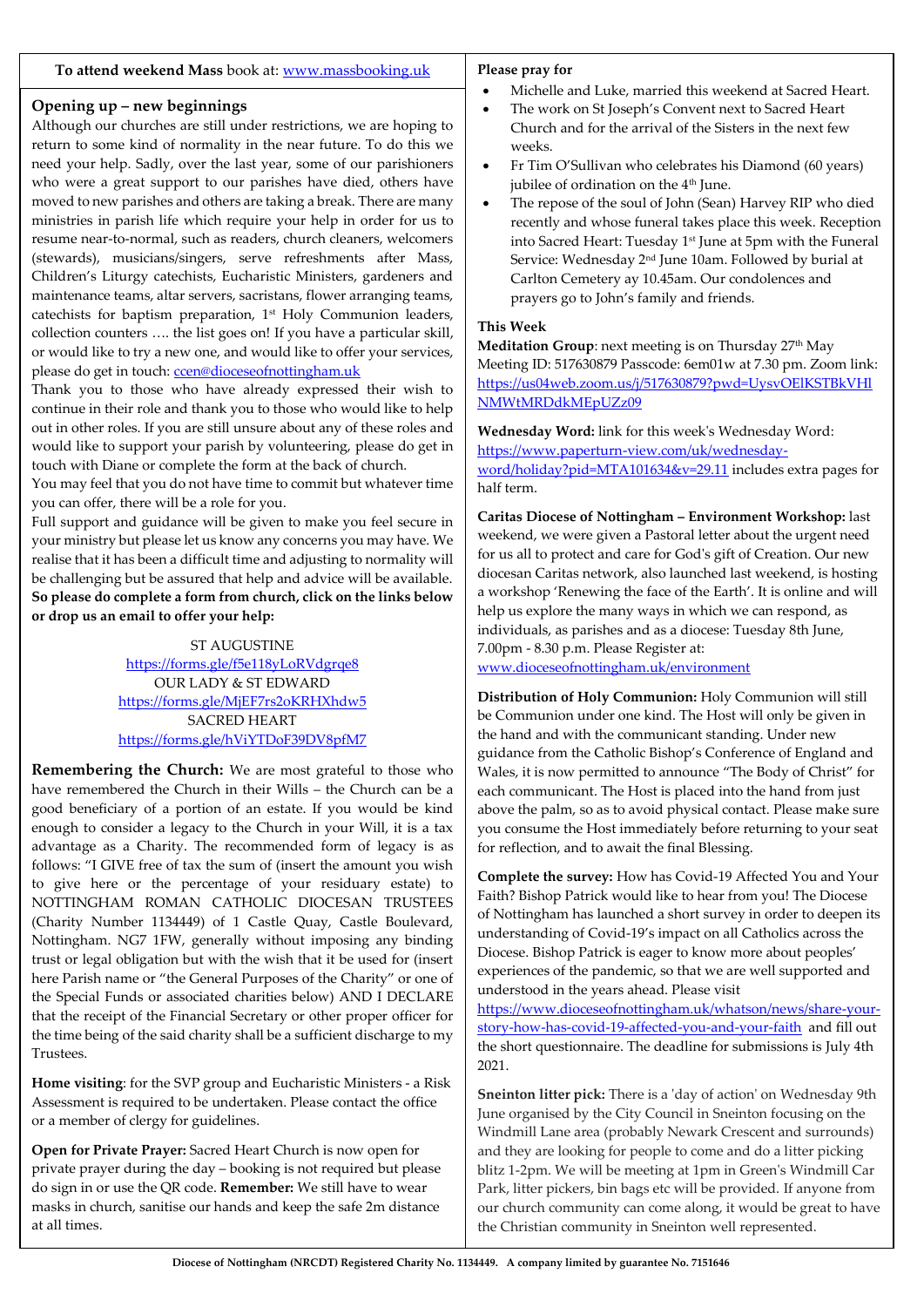**To attend weekend Mass** book at: www.massbooking.uk

## Opening up – new beginnings

Although our churches are still under restrictions, we are hoping to return to some kind of normality in the near future. To do this we need your help. Sadly, over the last year, some of our parishioners who were a great support to our parishes have died, others have moved to new parishes and others are taking a break. There are many ministries in parish life which require your help in order for us to resume near-to-normal, such as readers, church cleaners, welcomers (stewards), musicians/singers, serve refreshments after Mass, Children's Liturgy catechists, Eucharistic Ministers, gardeners and maintenance teams, altar servers, sacristans, flower arranging teams, catechists for baptism preparation, 1st Holy Communion leaders, collection counters …. the list goes on! If you have a particular skill, or would like to try a new one, and would like to offer your services, please do get in touch: ccen@dioceseofnottingham.uk

Thank you to those who have already expressed their wish to continue in their role and thank you to those who would like to help out in other roles. If you are still unsure about any of these roles and would like to support your parish by volunteering, please do get in touch with Diane or complete the form at the back of church.

You may feel that you do not have time to commit but whatever time you can offer, there will be a role for you.

Full support and guidance will be given to make you feel secure in your ministry but please let us know any concerns you may have. We realise that it has been a difficult time and adjusting to normality will be challenging but be assured that help and advice will be available. **So please do complete a form from church, click on the links below or drop us an email to offer your help:**

ST AUGUSTINE
https://forms.gle/f5e118yLoRVdgrqe8
OUR LADY & ST EDWARD
https://forms.gle/MjEF7rs2oKRHXhdw5
SACRED HEART
https://forms.gle/hViYTDoF39DV8pfM7

**Remembering the Church:** We are most grateful to those who have remembered the Church in their Wills – the Church can be a good beneficiary of a portion of an estate. If you would be kind enough to consider a legacy to the Church in your Will, it is a tax advantage as a Charity. The recommended form of legacy is as follows: "I GIVE free of tax the sum of (insert the amount you wish to give here or the percentage of your residuary estate) to NOTTINGHAM ROMAN CATHOLIC DIOCESAN TRUSTEES (Charity Number 1134449) of 1 Castle Quay, Castle Boulevard, Nottingham. NG7 1FW, generally without imposing any binding trust or legal obligation but with the wish that it be used for (insert here Parish name or "the General Purposes of the Charity" or one of the Special Funds or associated charities below) AND I DECLARE that the receipt of the Financial Secretary or other proper officer for the time being of the said charity shall be a sufficient discharge to my Trustees.

**Home visiting**: for the SVP group and Eucharistic Ministers - a Risk Assessment is required to be undertaken. Please contact the office or a member of clergy for guidelines.

**Open for Private Prayer:** Sacred Heart Church is now open for private prayer during the day – booking is not required but please do sign in or use the QR code. **Remember:** We still have to wear masks in church, sanitise our hands and keep the safe 2m distance at all times.

**Please pray for**

- Michelle and Luke, married this weekend at Sacred Heart.
- The work on St Joseph's Convent next to Sacred Heart Church and for the arrival of the Sisters in the next few weeks.
- Fr Tim O'Sullivan who celebrates his Diamond (60 years) jubilee of ordination on the 4th June.
- The repose of the soul of John (Sean) Harvey RIP who died recently and whose funeral takes place this week. Reception into Sacred Heart: Tuesday 1st June at 5pm with the Funeral Service: Wednesday 2nd June 10am. Followed by burial at Carlton Cemetery ay 10.45am. Our condolences and prayers go to John's family and friends.

**This Week**

**Meditation Group**: next meeting is on Thursday 27th May Meeting ID: 517630879 Passcode: 6em01w at 7.30 pm. Zoom link: https://us04web.zoom.us/j/517630879?pwd=UysvOElKSTBkVHlNMWtMRDdkMEpUZz09

**Wednesday Word:** link for this week's Wednesday Word: https://www.paperturn-view.com/uk/wednesday-word/holiday?pid=MTA101634&v=29.11 includes extra pages for half term.

**Caritas Diocese of Nottingham – Environment Workshop:** last weekend, we were given a Pastoral letter about the urgent need for us all to protect and care for God's gift of Creation. Our new diocesan Caritas network, also launched last weekend, is hosting a workshop 'Renewing the face of the Earth'. It is online and will help us explore the many ways in which we can respond, as individuals, as parishes and as a diocese: Tuesday 8th June, 7.00pm - 8.30 p.m. Please Register at: www.dioceseofnottingham.uk/environment

**Distribution of Holy Communion:** Holy Communion will still be Communion under one kind. The Host will only be given in the hand and with the communicant standing. Under new guidance from the Catholic Bishop's Conference of England and Wales, it is now permitted to announce "The Body of Christ" for each communicant. The Host is placed into the hand from just above the palm, so as to avoid physical contact. Please make sure you consume the Host immediately before returning to your seat for reflection, and to await the final Blessing.

**Complete the survey:** How has Covid-19 Affected You and Your Faith? Bishop Patrick would like to hear from you! The Diocese of Nottingham has launched a short survey in order to deepen its understanding of Covid-19's impact on all Catholics across the Diocese. Bishop Patrick is eager to know more about peoples' experiences of the pandemic, so that we are well supported and understood in the years ahead. Please visit https://www.dioceseofnottingham.uk/whatson/news/share-your-story-how-has-covid-19-affected-you-and-your-faith and fill out the short questionnaire. The deadline for submissions is July 4th 2021.

**Sneinton litter pick:** There is a 'day of action' on Wednesday 9th June organised by the City Council in Sneinton focusing on the Windmill Lane area (probably Newark Crescent and surrounds) and they are looking for people to come and do a litter picking blitz 1-2pm. We will be meeting at 1pm in Green's Windmill Car Park, litter pickers, bin bags etc will be provided. If anyone from our church community can come along, it would be great to have the Christian community in Sneinton well represented.

**Diocese of Nottingham (NRCDT) Registered Charity No. 1134449. A company limited by guarantee No. 7151646**